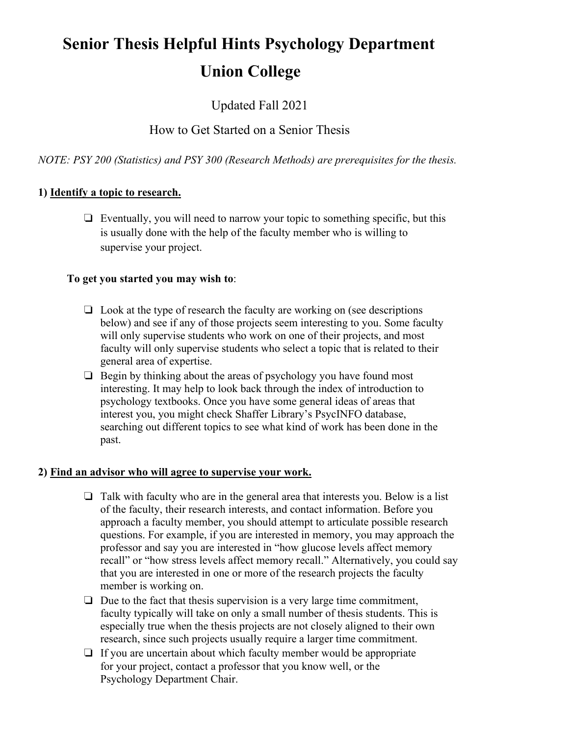# Senior Thesis Helpful Hints Psychology Department Union College

Updated Fall 2021

How to Get Started on a Senior Thesis

*NOTE: PSY 200 (Statistics) and PSY 300 (Research Methods) are prerequisites for the thesis.*

## 1) Identify a topic to research.

- ❑ Eventually, you will need to narrow your topic to something specific, but this is usually done with the help of the faculty member who is willing to supervise your project.

**To get you started you may wish to**:

- ❑ Look at the type of research the faculty are working on (see descriptions below) and see if any of those projects seem interesting to you. Some faculty will only supervise students who work on one of their projects, and most faculty will only supervise students who select a topic that is related to their general area of expertise.
- ❑ Begin by thinking about the areas of psychology you have found most interesting. It may help to look back through the index of introduction to psychology textbooks. Once you have some general ideas of areas that interest you, you might check Shaffer Library's PsycINFO database, searching out different topics to see what kind of work has been done in the past.

## 2) Find an advisor who will agree to supervise your work.

- ❑ Talk with faculty who are in the general area that interests you. Below is a list of the faculty, their research interests, and contact information. Before you approach a faculty member, you should attempt to articulate possible research questions. For example, if you are interested in memory, you may approach the professor and say you are interested in "how glucose levels affect memory recall" or "how stress levels affect memory recall." Alternatively, you could say that you are interested in one or more of the research projects the faculty member is working on.
- ❑ Due to the fact that thesis supervision is a very large time commitment, faculty typically will take on only a small number of thesis students. This is especially true when the thesis projects are not closely aligned to their own research, since such projects usually require a larger time commitment.
- ❑ If you are uncertain about which faculty member would be appropriate for your project, contact a professor that you know well, or the Psychology Department Chair.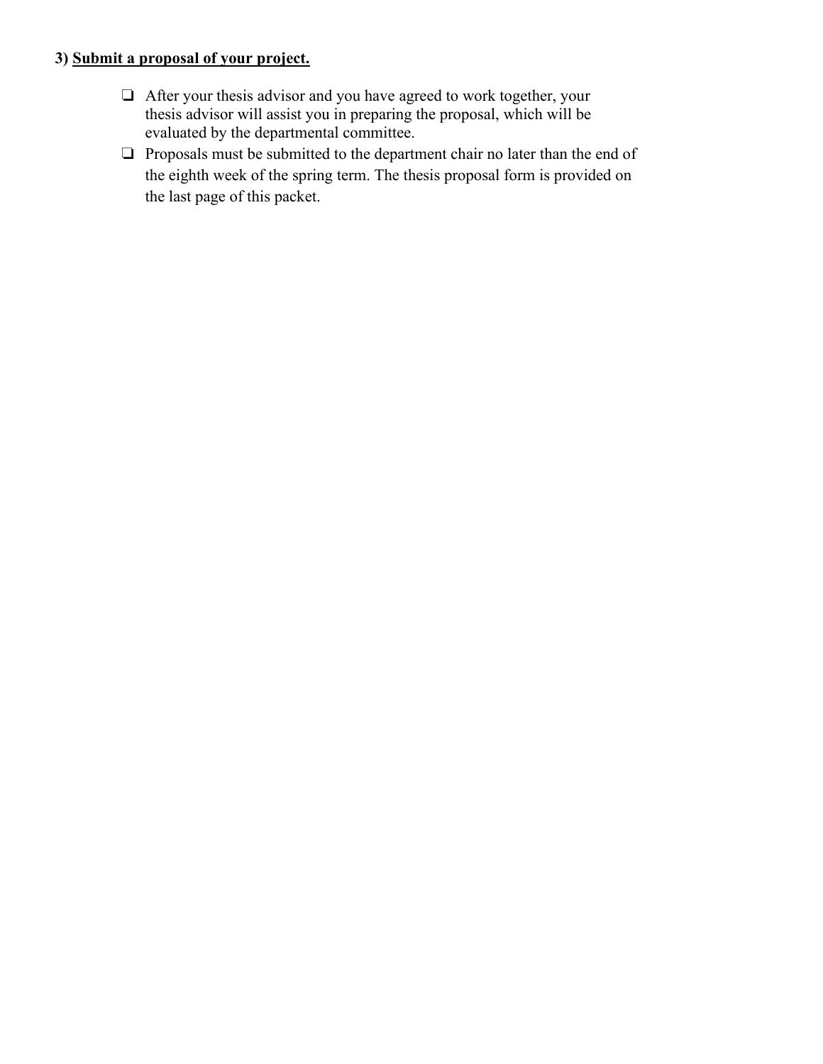### 3) **Submit a proposal of your project.**

- ❏ After your thesis advisor and you have agreed to work together, your thesis advisor will assist you in preparing the proposal, which will be evaluated by the departmental committee.
- ❏ Proposals must be submitted to the department chair no later than the end of the eighth week of the spring term. The thesis proposal form is provided on the last page of this packet.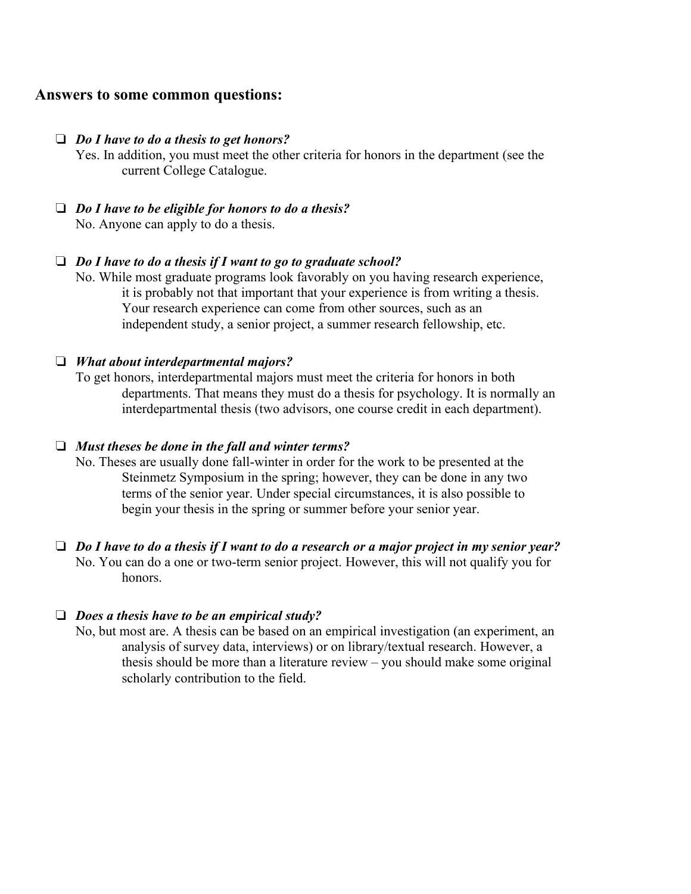## Answers to some common questions:

- ***Do I have to do a thesis to get honors?***
  Yes. In addition, you must meet the other criteria for honors in the department (see the current College Catalogue.

- ***Do I have to be eligible for honors to do a thesis?***
  No. Anyone can apply to do a thesis.

- ***Do I have to do a thesis if I want to go to graduate school?***
  No. While most graduate programs look favorably on you having research experience, it is probably not that important that your experience is from writing a thesis. Your research experience can come from other sources, such as an independent study, a senior project, a summer research fellowship, etc.

- ***What about interdepartmental majors?***
  To get honors, interdepartmental majors must meet the criteria for honors in both departments. That means they must do a thesis for psychology. It is normally an interdepartmental thesis (two advisors, one course credit in each department).

- ***Must theses be done in the fall and winter terms?***
  No. Theses are usually done fall-winter in order for the work to be presented at the Steinmetz Symposium in the spring; however, they can be done in any two terms of the senior year. Under special circumstances, it is also possible to begin your thesis in the spring or summer before your senior year.

- ***Do I have to do a thesis if I want to do a research or a major project in my senior year?***
  No. You can do a one or two-term senior project. However, this will not qualify you for honors.

- ***Does a thesis have to be an empirical study?***
  No, but most are. A thesis can be based on an empirical investigation (an experiment, an analysis of survey data, interviews) or on library/textual research. However, a thesis should be more than a literature review – you should make some original scholarly contribution to the field.